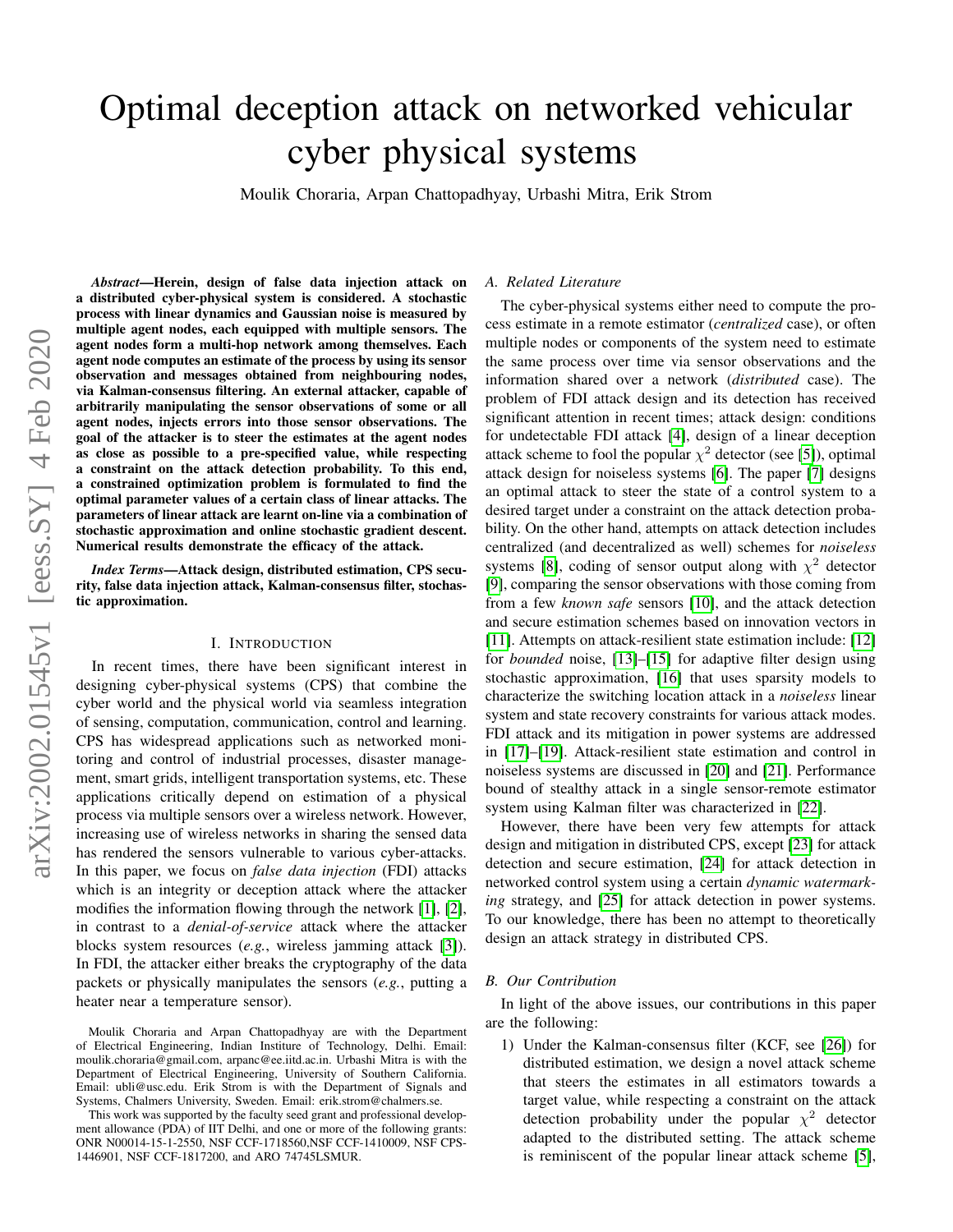# Optimal deception attack on networked vehicular cyber physical systems

Moulik Choraria, Arpan Chattopadhyay, Urbashi Mitra, Erik Strom

***Abstract*—Herein, design of false data injection attack on a distributed cyber-physical system is considered. A stochastic process with linear dynamics and Gaussian noise is measured by multiple agent nodes, each equipped with multiple sensors. The agent nodes form a multi-hop network among themselves. Each agent node computes an estimate of the process by using its sensor observation and messages obtained from neighbouring nodes, via Kalman-consensus filtering. An external attacker, capable of arbitrarily manipulating the sensor observations of some or all agent nodes, injects errors into those sensor observations. The goal of the attacker is to steer the estimates at the agent nodes as close as possible to a pre-specified value, while respecting a constraint on the attack detection probability. To this end, a constrained optimization problem is formulated to find the optimal parameter values of a certain class of linear attacks. The parameters of linear attack are learnt on-line via a combination of stochastic approximation and online stochastic gradient descent. Numerical results demonstrate the efficacy of the attack.**

***Index Terms*—Attack design, distributed estimation, CPS security, false data injection attack, Kalman-consensus filter, stochastic approximation.**

## I. Introduction

In recent times, there have been significant interest in designing cyber-physical systems (CPS) that combine the cyber world and the physical world via seamless integration of sensing, computation, communication, control and learning. CPS has widespread applications such as networked monitoring and control of industrial processes, disaster management, smart grids, intelligent transportation systems, etc. These applications critically depend on estimation of a physical process via multiple sensors over a wireless network. However, increasing use of wireless networks in sharing the sensed data has rendered the sensors vulnerable to various cyber-attacks. In this paper, we focus on *false data injection* (FDI) attacks which is an integrity or deception attack where the attacker modifies the information flowing through the network [1], [2], in contrast to a *denial-of-service* attack where the attacker blocks system resources (*e.g.*, wireless jamming attack [3]). In FDI, the attacker either breaks the cryptography of the data packets or physically manipulates the sensors (*e.g.*, putting a heater near a temperature sensor).

### A. Related Literature

The cyber-physical systems either need to compute the process estimate in a remote estimator (*centralized* case), or often multiple nodes or components of the system need to estimate the same process over time via sensor observations and the information shared over a network (*distributed* case). The problem of FDI attack design and its detection has received significant attention in recent times; attack design: conditions for undetectable FDI attack [4], design of a linear deception attack scheme to fool the popular $\chi^2$ detector (see [5]), optimal attack design for noiseless systems [6]. The paper [7] designs an optimal attack to steer the state of a control system to a desired target under a constraint on the attack detection probability. On the other hand, attempts on attack detection includes centralized (and decentralized as well) schemes for *noiseless* systems [8], coding of sensor output along with $\chi^2$ detector [9], comparing the sensor observations with those coming from from a few *known safe* sensors [10], and the attack detection and secure estimation schemes based on innovation vectors in [11]. Attempts on attack-resilient state estimation include: [12] for *bounded* noise, [13]–[15] for adaptive filter design using stochastic approximation, [16] that uses sparsity models to characterize the switching location attack in a *noiseless* linear system and state recovery constraints for various attack modes. FDI attack and its mitigation in power systems are addressed in [17]–[19]. Attack-resilient state estimation and control in noiseless systems are discussed in [20] and [21]. Performance bound of stealthy attack in a single sensor-remote estimator system using Kalman filter was characterized in [22].

However, there have been very few attempts for attack design and mitigation in distributed CPS, except [23] for attack detection and secure estimation, [24] for attack detection in networked control system using a certain *dynamic watermarking* strategy, and [25] for attack detection in power systems. To our knowledge, there has been no attempt to theoretically design an attack strategy in distributed CPS.

### B. Our Contribution

In light of the above issues, our contributions in this paper are the following:

1) Under the Kalman-consensus filter (KCF, see [26]) for distributed estimation, we design a novel attack scheme that steers the estimates in all estimators towards a target value, while respecting a constraint on the attack detection probability under the popular $\chi^2$ detector adapted to the distributed setting. The attack scheme is reminiscent of the popular linear attack scheme [5],

---

Moulik Choraria and Arpan Chattopadhyay are with the Department of Electrical Engineering, Indian Institute of Technology, Delhi. Email: moulik.choraria@gmail.com, arpanc@ee.iitd.ac.in. Urbashi Mitra is with the Department of Electrical Engineering, University of Southern California. Email: ubli@usc.edu. Erik Strom is with the Department of Signals and Systems, Chalmers University, Sweden. Email: erik.strom@chalmers.se.

This work was supported by the faculty seed grant and professional development allowance (PDA) of IIT Delhi, and one or more of the following grants: ONR N00014-15-1-2550, NSF CCF-1718560,NSF CCF-1410009, NSF CPS-1446901, NSF CCF-1817200, and ARO 74745LSMUR.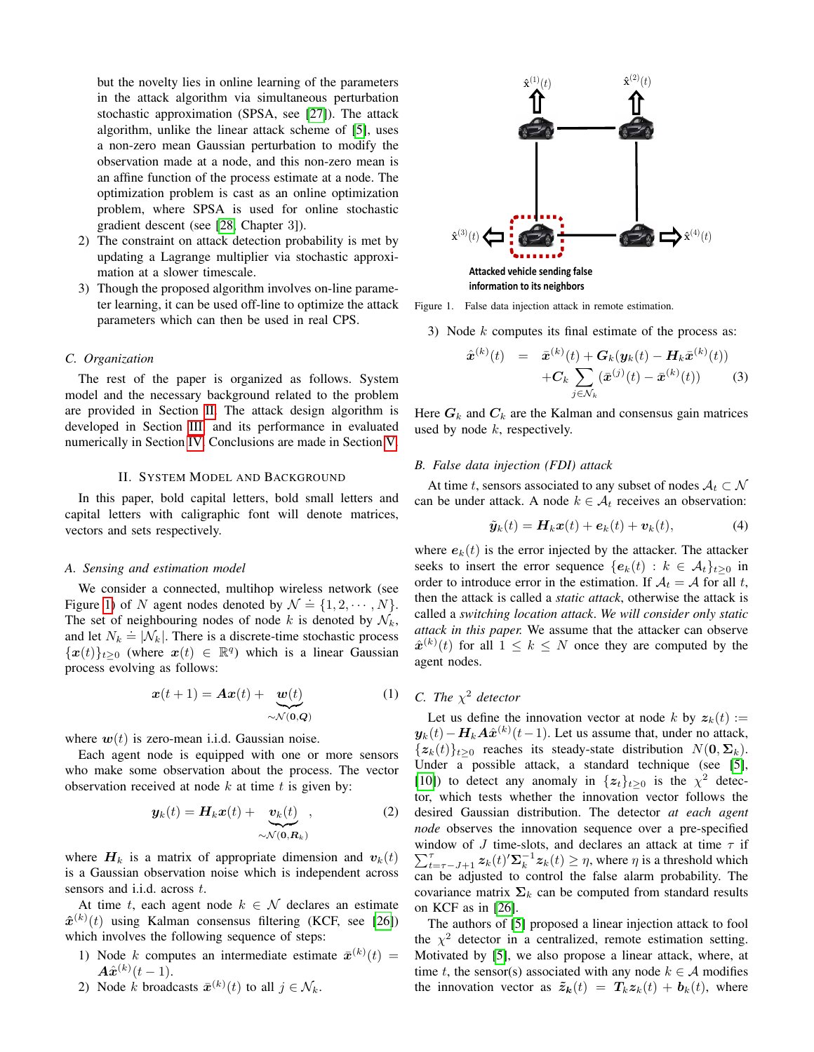but the novelty lies in online learning of the parameters in the attack algorithm via simultaneous perturbation stochastic approximation (SPSA, see [27]). The attack algorithm, unlike the linear attack scheme of [5], uses a non-zero mean Gaussian perturbation to modify the observation made at a node, and this non-zero mean is an affine function of the process estimate at a node. The optimization problem is cast as an online optimization problem, where SPSA is used for online stochastic gradient descent (see [28, Chapter 3]).

2) The constraint on attack detection probability is met by updating a Lagrange multiplier via stochastic approximation at a slower timescale.
3) Though the proposed algorithm involves on-line parameter learning, it can be used off-line to optimize the attack parameters which can then be used in real CPS.

### C. Organization

The rest of the paper is organized as follows. System model and the necessary background related to the problem are provided in Section II. The attack design algorithm is developed in Section III, and its performance in evaluated numerically in Section IV. Conclusions are made in Section V.

## II. System Model and Background

In this paper, bold capital letters, bold small letters and capital letters with caligraphic font will denote matrices, vectors and sets respectively.

### A. Sensing and estimation model

We consider a connected, multihop wireless network (see Figure 1) of $N$ agent nodes denoted by $\mathcal{N} \doteq \{1, 2, \cdots, N\}$. The set of neighbouring nodes of node $k$ is denoted by $\mathcal{N}_k$, and let $N_k \doteq |\mathcal{N}_k|$. There is a discrete-time stochastic process $\{\boldsymbol{x}(t)\}_{t \geq 0}$ (where $\boldsymbol{x}(t) \in \mathbb{R}^q$) which is a linear Gaussian process evolving as follows:

$$\boldsymbol{x}(t+1) = \boldsymbol{A}\boldsymbol{x}(t) + \underbrace{\boldsymbol{w}(t)}_{\sim \mathcal{N}(\boldsymbol{0}, \boldsymbol{Q})} \tag{1}$$

where $\boldsymbol{w}(t)$ is zero-mean i.i.d. Gaussian noise.

Each agent node is equipped with one or more sensors who make some observation about the process. The vector observation received at node $k$ at time $t$ is given by:

$$\boldsymbol{y}_k(t) = \boldsymbol{H}_k\boldsymbol{x}(t) + \underbrace{\boldsymbol{v}_k(t)}_{\sim \mathcal{N}(\boldsymbol{0}, \boldsymbol{R}_k)}, \tag{2}$$

where $\boldsymbol{H}_k$ is a matrix of appropriate dimension and $\boldsymbol{v}_k(t)$ is a Gaussian observation noise which is independent across sensors and i.i.d. across $t$.

At time $t$, each agent node $k \in \mathcal{N}$ declares an estimate $\hat{\boldsymbol{x}}^{(k)}(t)$ using Kalman consensus filtering (KCF, see [26]) which involves the following sequence of steps:

1) Node $k$ computes an intermediate estimate $\bar{\boldsymbol{x}}^{(k)}(t) = \boldsymbol{A}\hat{\boldsymbol{x}}^{(k)}(t-1)$.
2) Node $k$ broadcasts $\bar{\boldsymbol{x}}^{(k)}(t)$ to all $j \in \mathcal{N}_k$.

Figure 1. False data injection attack in remote estimation.

3) Node $k$ computes its final estimate of the process as:

$$\begin{aligned}\hat{\boldsymbol{x}}^{(k)}(t) &= \bar{\boldsymbol{x}}^{(k)}(t) + \boldsymbol{G}_k(\boldsymbol{y}_k(t) - \boldsymbol{H}_k\bar{\boldsymbol{x}}^{(k)}(t)) \\ &\quad + \boldsymbol{C}_k \sum_{j \in \mathcal{N}_k} (\bar{\boldsymbol{x}}^{(j)}(t) - \bar{\boldsymbol{x}}^{(k)}(t))\end{aligned} \tag{3}$$

Here $\boldsymbol{G}_k$ and $\boldsymbol{C}_k$ are the Kalman and consensus gain matrices used by node $k$, respectively.

### B. False data injection (FDI) attack

At time $t$, sensors associated to any subset of nodes $\mathcal{A}_t \subset \mathcal{N}$ can be under attack. A node $k \in \mathcal{A}_t$ receives an observation:

$$\tilde{\boldsymbol{y}}_k(t) = \boldsymbol{H}_k\boldsymbol{x}(t) + \boldsymbol{e}_k(t) + \boldsymbol{v}_k(t), \tag{4}$$

where $\boldsymbol{e}_k(t)$ is the error injected by the attacker. The attacker seeks to insert the error sequence $\{\boldsymbol{e}_k(t) : k \in \mathcal{A}_t\}_{t \geq 0}$ in order to introduce error in the estimation. If $\mathcal{A}_t = \mathcal{A}$ for all $t$, then the attack is called a *static attack*, otherwise the attack is called a *switching location attack*. *We will consider only static attack in this paper.* We assume that the attacker can observe $\hat{\boldsymbol{x}}^{(k)}(t)$ for all $1 \leq k \leq N$ once they are computed by the agent nodes.

### C. The $\chi^2$ detector

Let us define the innovation vector at node $k$ by $\boldsymbol{z}_k(t) := \boldsymbol{y}_k(t) - \boldsymbol{H}_k\boldsymbol{A}\hat{\boldsymbol{x}}^{(k)}(t-1)$. Let us assume that, under no attack, $\{\boldsymbol{z}_k(t)\}_{t \geq 0}$ reaches its steady-state distribution $N(\boldsymbol{0}, \boldsymbol{\Sigma}_k)$. Under a possible attack, a standard technique (see [5], [10]) to detect any anomaly in $\{\boldsymbol{z}_t\}_{t \geq 0}$ is the $\chi^2$ detector, which tests whether the innovation vector follows the desired Gaussian distribution. The detector *at each agent node* observes the innovation sequence over a pre-specified window of $J$ time-slots, and declares an attack at time $\tau$ if $\sum_{t=\tau-J+1}^{\tau} \boldsymbol{z}_k(t)'\boldsymbol{\Sigma}_k^{-1}\boldsymbol{z}_k(t) \geq \eta$, where $\eta$ is a threshold which can be adjusted to control the false alarm probability. The covariance matrix $\boldsymbol{\Sigma}_k$ can be computed from standard results on KCF as in [26].

The authors of [5] proposed a linear injection attack to fool the $\chi^2$ detector in a centralized, remote estimation setting. Motivated by [5], we also propose a linear attack, where, at time $t$, the sensor(s) associated with any node $k \in \mathcal{A}$ modifies the innovation vector as $\tilde{\boldsymbol{z}}_{\boldsymbol{k}}(t) = \boldsymbol{T}_k\boldsymbol{z}_k(t) + \boldsymbol{b}_k(t)$, where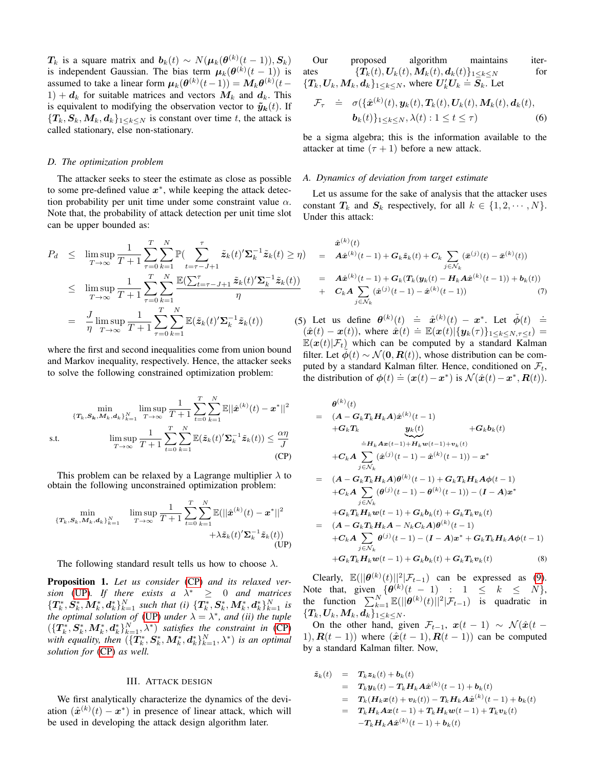$\boldsymbol{T}_k$ is a square matrix and $\boldsymbol{b}_k(t) \sim N(\boldsymbol{\mu}_k(\boldsymbol{\theta}^{(k)}(t-1)), \boldsymbol{S}_k)$ is independent Gaussian. The bias term $\boldsymbol{\mu}_k(\boldsymbol{\theta}^{(k)}(t-1))$ is assumed to take a linear form $\boldsymbol{\mu}_k(\boldsymbol{\theta}^{(k)}(t-1)) = \boldsymbol{M}_k\boldsymbol{\theta}^{(k)}(t-1) + \boldsymbol{d}_k$ for suitable matrices and vectors $\boldsymbol{M}_k$ and $\boldsymbol{d}_k$. This is equivalent to modifying the observation vector to $\tilde{\boldsymbol{y}}_{\boldsymbol{k}}(t)$. If $\{\boldsymbol{T}_k, \boldsymbol{S}_k, \boldsymbol{M}_k, \boldsymbol{d}_k\}_{1\leq k\leq N}$ is constant over time $t$, the attack is called stationary, else non-stationary.

### D. The optimization problem

The attacker seeks to steer the estimate as close as possible to some pre-defined value $\boldsymbol{x}^*$, while keeping the attack detection probability per unit time under some constraint value $\alpha$. Note that, the probability of attack detection per unit time slot can be upper bounded as:

$$
\begin{aligned}
P_d &\leq \limsup_{T\to\infty} \frac{1}{T+1}\sum_{\tau=0}^{T}\sum_{k=1}^{N}\mathbb{P}\Big(\sum_{t=\tau-J+1}^{\tau}\tilde{\boldsymbol{z}}_k(t)'\boldsymbol{\Sigma}_k^{-1}\tilde{\boldsymbol{z}}_k(t)\geq\eta\Big)\\
&\leq \limsup_{T\to\infty} \frac{1}{T+1}\sum_{\tau=0}^{T}\sum_{k=1}^{N}\frac{\mathbb{E}(\sum_{t=\tau-J+1}^{\tau}\tilde{\boldsymbol{z}}_k(t)'\boldsymbol{\Sigma}_k^{-1}\tilde{\boldsymbol{z}}_k(t))}{\eta}\\
&= \frac{J}{\eta}\limsup_{T\to\infty} \frac{1}{T+1}\sum_{\tau=0}^{T}\sum_{k=1}^{N}\mathbb{E}(\tilde{\boldsymbol{z}}_k(t)'\boldsymbol{\Sigma}_k^{-1}\tilde{\boldsymbol{z}}_k(t))
\end{aligned}
\tag{5}
$$

where the first and second inequalities come from union bound and Markov inequality, respectively. Hence, the attacker seeks to solve the following constrained optimization problem:

$$
\begin{aligned}
&\min_{\{\boldsymbol{T}_k,\boldsymbol{S}_k,\boldsymbol{M}_k,\boldsymbol{d}_k\}_{k=1}^N} \limsup_{T\to\infty}\frac{1}{T+1}\sum_{t=0}^{T}\sum_{k=1}^{N}\mathbb{E}||\hat{\boldsymbol{x}}^{(k)}(t)-\boldsymbol{x}^*||^2\\
&\text{s.t.} \quad \limsup_{T\to\infty}\frac{1}{T+1}\sum_{t=0}^{T}\sum_{k=1}^{N}\mathbb{E}(\tilde{\boldsymbol{z}}_k(t)'\boldsymbol{\Sigma}_k^{-1}\tilde{\boldsymbol{z}}_k(t))\leq\frac{\alpha\eta}{J}
\end{aligned}
\tag{CP}
$$

This problem can be relaxed by a Lagrange multiplier $\lambda$ to obtain the following unconstrained optimization problem:

$$
\begin{aligned}
\min_{\{\boldsymbol{T}_k,\boldsymbol{S}_k,\boldsymbol{M}_k,\boldsymbol{d}_k\}_{k=1}^N} \quad \limsup_{T\to\infty}\frac{1}{T+1}\sum_{t=0}^{T}\sum_{k=1}^{N}\mathbb{E}(||\hat{\boldsymbol{x}}^{(k)}(t)-\boldsymbol{x}^*||^2\\
+\lambda\tilde{\boldsymbol{z}}_k(t)'\boldsymbol{\Sigma}_k^{-1}\tilde{\boldsymbol{z}}_k(t))
\end{aligned}
\tag{UP}
$$

The following standard result tells us how to choose $\lambda$.

**Proposition 1.** *Let us consider (CP) and its relaxed version (UP). If there exists a $\lambda^*\geq 0$ and matrices $\{\boldsymbol{T}_k^*,\boldsymbol{S}_k^*,\boldsymbol{M}_k^*,\boldsymbol{d}_k^*\}_{k=1}^N$ such that (i) $\{\boldsymbol{T}_k^*,\boldsymbol{S}_k^*,\boldsymbol{M}_k^*,\boldsymbol{d}_k^*\}_{k=1}^N$ is the optimal solution of (UP) under $\lambda=\lambda^*$, and (ii) the tuple $(\{\boldsymbol{T}_k^*,\boldsymbol{S}_k^*,\boldsymbol{M}_k^*,\boldsymbol{d}_k^*\}_{k=1}^N,\lambda^*)$ satisfies the constraint in (CP) with equality, then $(\{\boldsymbol{T}_k^*,\boldsymbol{S}_k^*,\boldsymbol{M}_k^*,\boldsymbol{d}_k^*\}_{k=1}^N,\lambda^*)$ is an optimal solution for (CP) as well.*

## III. Attack design

We first analytically characterize the dynamics of the deviation $(\hat{\boldsymbol{x}}^{(k)}(t)-\boldsymbol{x}^*)$ in presence of linear attack, which will be used in developing the attack design algorithm later.

Our proposed algorithm maintains iterates $\{\boldsymbol{T}_k(t),\boldsymbol{U}_k(t),\boldsymbol{M}_k(t),\boldsymbol{d}_k(t)\}_{1\leq k\leq N}$ for $\{\boldsymbol{T}_k,\boldsymbol{U}_k,\boldsymbol{M}_k,\boldsymbol{d}_k\}_{1\leq k\leq N}$, where $\boldsymbol{U}_k'\boldsymbol{U}_k\doteq\boldsymbol{S}_k$. Let

$$
\begin{aligned}
\mathcal{F}_\tau \doteq \sigma(\{\hat{\boldsymbol{x}}^{(k)}(t),\boldsymbol{y}_k(t),\boldsymbol{T}_k(t),\boldsymbol{U}_k(t),\boldsymbol{M}_k(t),\boldsymbol{d}_k(t),\\
\boldsymbol{b}_k(t)\}_{1\leq k\leq N},\lambda(t):1\leq t\leq\tau)
\end{aligned}
\tag{6}
$$

be a sigma algebra; this is the information available to the attacker at time $(\tau+1)$ before a new attack.

### A. Dynamics of deviation from target estimate

Let us assume for the sake of analysis that the attacker uses constant $\boldsymbol{T}_k$ and $\boldsymbol{S}_k$ respectively, for all $k\in\{1,2,\cdots,N\}$. Under this attack:

$$
\begin{aligned}
&\hat{\boldsymbol{x}}^{(k)}(t)\\
=\;& \boldsymbol{A}\hat{\boldsymbol{x}}^{(k)}(t-1)+\boldsymbol{G}_k\tilde{\boldsymbol{z}}_k(t)+\boldsymbol{C}_k\sum_{j\in\mathcal{N}_k}(\bar{\boldsymbol{x}}^{(j)}(t)-\bar{\boldsymbol{x}}^{(k)}(t))\\
=\;& \boldsymbol{A}\hat{\boldsymbol{x}}^{(k)}(t-1)+\boldsymbol{G}_k(\boldsymbol{T}_k(\boldsymbol{y}_k(t)-\boldsymbol{H}_k\boldsymbol{A}\hat{\boldsymbol{x}}^{(k)}(t-1))+\boldsymbol{b}_k(t))\\
+\;& \boldsymbol{C}_k\boldsymbol{A}\sum_{j\in\mathcal{N}_k}(\hat{\boldsymbol{x}}^{(j)}(t-1)-\hat{\boldsymbol{x}}^{(k)}(t-1))
\end{aligned}
\tag{7}
$$

Let us define $\boldsymbol{\theta}^{(k)}(t)\doteq\hat{\boldsymbol{x}}^{(k)}(t)-\boldsymbol{x}^*$. Let $\tilde{\boldsymbol{\phi}}(t)\doteq(\hat{\boldsymbol{x}}(t)-\boldsymbol{x}(t))$, where $\hat{\boldsymbol{x}}(t)\doteq\mathbb{E}(\boldsymbol{x}(t)|\{\boldsymbol{y}_k(\tau)\}_{1\leq k\leq N,\tau\leq t})=\mathbb{E}(\boldsymbol{x}(t)|\mathcal{F}_t)$ which can be computed by a standard Kalman filter. Let $\tilde{\boldsymbol{\phi}}(t)\sim\mathcal{N}(\boldsymbol{0},\boldsymbol{R}(t))$, whose distribution can be computed by a standard Kalman filter. Hence, conditioned on $\mathcal{F}_t$, the distribution of $\boldsymbol{\phi}(t)\doteq(\boldsymbol{x}(t)-\boldsymbol{x}^*)$ is $\mathcal{N}(\hat{\boldsymbol{x}}(t)-\boldsymbol{x}^*,\boldsymbol{R}(t))$.

$$
\begin{aligned}
&\boldsymbol{\theta}^{(k)}(t)\\
=\;& (\boldsymbol{A}-\boldsymbol{G}_k\boldsymbol{T}_k\boldsymbol{H}_k\boldsymbol{A})\hat{\boldsymbol{x}}^{(k)}(t-1)\\
&+\boldsymbol{G}_k\boldsymbol{T}_k\underbrace{\boldsymbol{y}_k(t)}_{\doteq\boldsymbol{H}_k\boldsymbol{A}\boldsymbol{x}(t-1)+\boldsymbol{H}_k\boldsymbol{w}(t-1)+\boldsymbol{v}_k(t)}+\boldsymbol{G}_k\boldsymbol{b}_k(t)\\
&+\boldsymbol{C}_k\boldsymbol{A}\sum_{j\in\mathcal{N}_k}(\hat{\boldsymbol{x}}^{(j)}(t-1)-\hat{\boldsymbol{x}}^{(k)}(t-1))-\boldsymbol{x}^*\\
=\;& (\boldsymbol{A}-\boldsymbol{G}_k\boldsymbol{T}_k\boldsymbol{H}_k\boldsymbol{A})\boldsymbol{\theta}^{(k)}(t-1)+\boldsymbol{G}_k\boldsymbol{T}_k\boldsymbol{H}_k\boldsymbol{A}\boldsymbol{\phi}(t-1)\\
&+\boldsymbol{C}_k\boldsymbol{A}\sum_{j\in\mathcal{N}_k}(\boldsymbol{\theta}^{(j)}(t-1)-\boldsymbol{\theta}^{(k)}(t-1))-(\boldsymbol{I}-\boldsymbol{A})\boldsymbol{x}^*\\
&+\boldsymbol{G}_k\boldsymbol{T}_k\boldsymbol{H}_k\boldsymbol{w}(t-1)+\boldsymbol{G}_k\boldsymbol{b}_k(t)+\boldsymbol{G}_k\boldsymbol{T}_k\boldsymbol{v}_k(t)\\
=\;& (\boldsymbol{A}-\boldsymbol{G}_k\boldsymbol{T}_k\boldsymbol{H}_k\boldsymbol{A}-N_k\boldsymbol{C}_k\boldsymbol{A})\boldsymbol{\theta}^{(k)}(t-1)\\
&+\boldsymbol{C}_k\boldsymbol{A}\sum_{j\in\mathcal{N}_k}\boldsymbol{\theta}^{(j)}(t-1)-(\boldsymbol{I}-\boldsymbol{A})\boldsymbol{x}^*+\boldsymbol{G}_k\boldsymbol{T}_k\boldsymbol{H}_k\boldsymbol{A}\boldsymbol{\phi}(t-1)\\
&+\boldsymbol{G}_k\boldsymbol{T}_k\boldsymbol{H}_k\boldsymbol{w}(t-1)+\boldsymbol{G}_k\boldsymbol{b}_k(t)+\boldsymbol{G}_k\boldsymbol{T}_k\boldsymbol{v}_k(t)
\end{aligned}
\tag{8}
$$

Clearly, $\mathbb{E}(||\boldsymbol{\theta}^{(k)}(t)||^2|\mathcal{F}_{t-1})$ can be expressed as (9). Note that, given $\{\boldsymbol{\theta}^{(k)}(t-1):1\leq k\leq N\}$, the function $\sum_{k=1}^{N}\mathbb{E}(||\boldsymbol{\theta}^{(k)}(t)||^2|\mathcal{F}_{t-1})$ is quadratic in $\{\boldsymbol{T}_k,\boldsymbol{U}_k,\boldsymbol{M}_k,\boldsymbol{d}_k\}_{1\leq k\leq N}$.

On the other hand, given $\mathcal{F}_{t-1}$, $\boldsymbol{x}(t-1)\sim\mathcal{N}(\hat{\boldsymbol{x}}(t-1),\boldsymbol{R}(t-1))$ where $(\hat{\boldsymbol{x}}(t-1),\boldsymbol{R}(t-1))$ can be computed by a standard Kalman filter. Now,

$$
\begin{aligned}
\tilde{\boldsymbol{z}}_k(t) &= \boldsymbol{T}_k\boldsymbol{z}_k(t)+\boldsymbol{b}_k(t)\\
&= \boldsymbol{T}_k\boldsymbol{y}_k(t)-\boldsymbol{T}_k\boldsymbol{H}_k\boldsymbol{A}\hat{\boldsymbol{x}}^{(k)}(t-1)+\boldsymbol{b}_k(t)\\
&= \boldsymbol{T}_k(\boldsymbol{H}_k\boldsymbol{x}(t)+\boldsymbol{v}_k(t))-\boldsymbol{T}_k\boldsymbol{H}_k\boldsymbol{A}\hat{\boldsymbol{x}}^{(k)}(t-1)+\boldsymbol{b}_k(t)\\
&= \boldsymbol{T}_k\boldsymbol{H}_k\boldsymbol{A}\boldsymbol{x}(t-1)+\boldsymbol{T}_k\boldsymbol{H}_k\boldsymbol{w}(t-1)+\boldsymbol{T}_k\boldsymbol{v}_k(t)\\
&\quad-\boldsymbol{T}_k\boldsymbol{H}_k\boldsymbol{A}\hat{\boldsymbol{x}}^{(k)}(t-1)+\boldsymbol{b}_k(t)
\end{aligned}
$$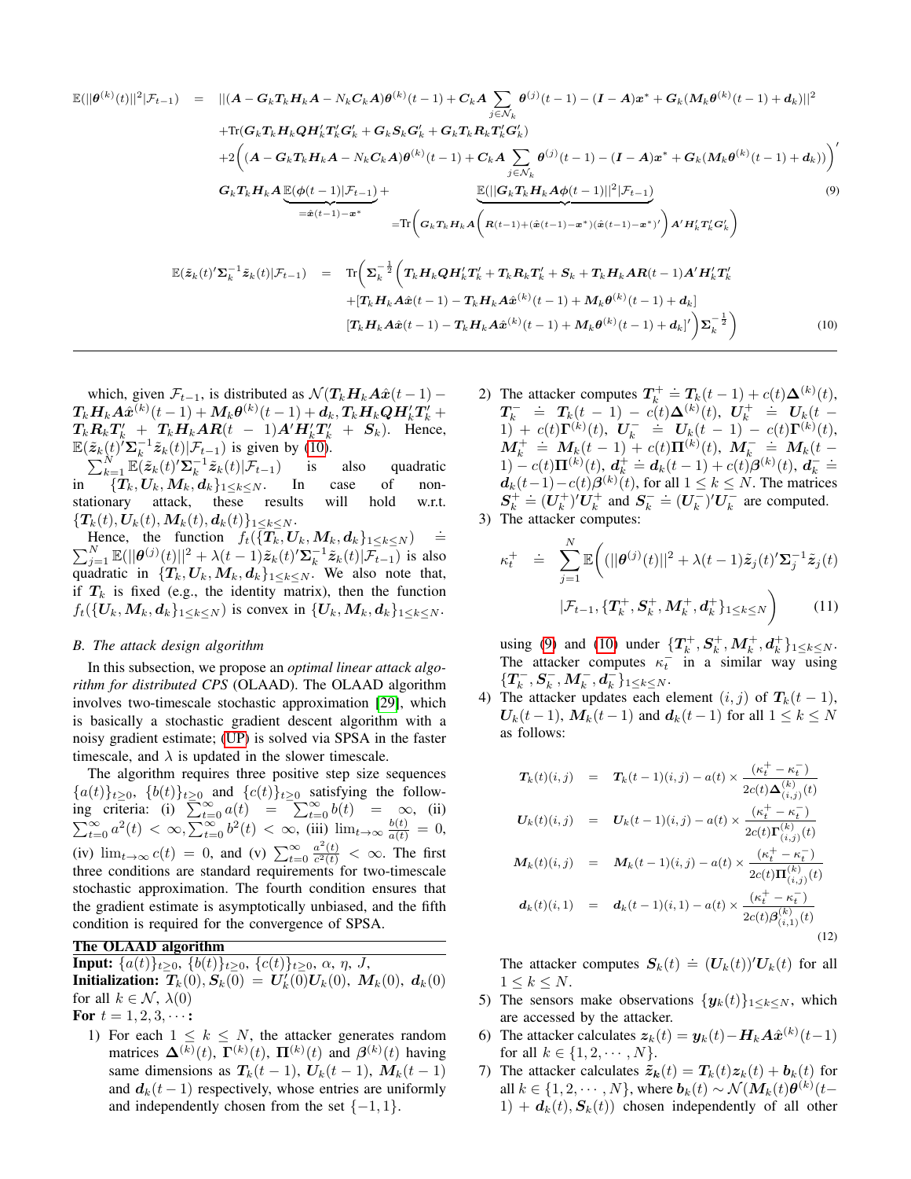$$
\begin{aligned}
\mathbb{E}(||\boldsymbol{\theta}^{(k)}(t)||^2|\mathcal{F}_{t-1}) &= ||(\boldsymbol{A}-\boldsymbol{G}_k\boldsymbol{T}_k\boldsymbol{H}_k\boldsymbol{A}-N_k\boldsymbol{C}_k\boldsymbol{A})\boldsymbol{\theta}^{(k)}(t-1)+\boldsymbol{C}_k\boldsymbol{A}\sum_{j\in\mathcal{N}_k}\boldsymbol{\theta}^{(j)}(t-1)-(\boldsymbol{I}-\boldsymbol{A})\boldsymbol{x}^*+\boldsymbol{G}_k(\boldsymbol{M}_k\boldsymbol{\theta}^{(k)}(t-1)+\boldsymbol{d}_k)||^2 \\
&+\text{Tr}(\boldsymbol{G}_k\boldsymbol{T}_k\boldsymbol{H}_k\boldsymbol{Q}\boldsymbol{H}_k'\boldsymbol{T}_k'\boldsymbol{G}_k'+\boldsymbol{G}_k\boldsymbol{S}_k\boldsymbol{G}_k'+\boldsymbol{G}_k\boldsymbol{T}_k\boldsymbol{R}_k\boldsymbol{T}_k'\boldsymbol{G}_k') \\
&+2\Big((\boldsymbol{A}-\boldsymbol{G}_k\boldsymbol{T}_k\boldsymbol{H}_k\boldsymbol{A}-N_k\boldsymbol{C}_k\boldsymbol{A})\boldsymbol{\theta}^{(k)}(t-1)+\boldsymbol{C}_k\boldsymbol{A}\sum_{j\in\mathcal{N}_k}\boldsymbol{\theta}^{(j)}(t-1)-(\boldsymbol{I}-\boldsymbol{A})\boldsymbol{x}^*+\boldsymbol{G}_k(\boldsymbol{M}_k\boldsymbol{\theta}^{(k)}(t-1)+\boldsymbol{d}_k))\Big)' \\
&\boldsymbol{G}_k\boldsymbol{T}_k\boldsymbol{H}_k\boldsymbol{A}\underbrace{\mathbb{E}(\boldsymbol{\phi}(t-1)|\mathcal{F}_{t-1})}_{=\hat{\boldsymbol{x}}(t-1)-\boldsymbol{x}^*}+\underbrace{\mathbb{E}(||\boldsymbol{G}_k\boldsymbol{T}_k\boldsymbol{H}_k\boldsymbol{A}\boldsymbol{\phi}(t-1)||^2|\mathcal{F}_{t-1})}_{=\text{Tr}\Big(\boldsymbol{G}_k\boldsymbol{T}_k\boldsymbol{H}_k\boldsymbol{A}\Big(\boldsymbol{R}(t-1)+(\hat{\boldsymbol{x}}(t-1)-\boldsymbol{x}^*)(\hat{\boldsymbol{x}}(t-1)-\boldsymbol{x}^*)'\Big)\boldsymbol{A}'\boldsymbol{H}_k'\boldsymbol{T}_k'\boldsymbol{G}_k'\Big)}
\end{aligned} \tag{9}
$$

$$
\begin{aligned}
\mathbb{E}(\tilde{\boldsymbol{z}}_k(t)'\boldsymbol{\Sigma}_k^{-1}\tilde{\boldsymbol{z}}_k(t)|\mathcal{F}_{t-1}) &= \text{Tr}\Big(\boldsymbol{\Sigma}_k^{-\frac{1}{2}}\Big(\boldsymbol{T}_k\boldsymbol{H}_k\boldsymbol{Q}\boldsymbol{H}_k'\boldsymbol{T}_k'+\boldsymbol{T}_k\boldsymbol{R}_k\boldsymbol{T}_k'+\boldsymbol{S}_k+\boldsymbol{T}_k\boldsymbol{H}_k\boldsymbol{A}\boldsymbol{R}(t-1)\boldsymbol{A}'\boldsymbol{H}_k'\boldsymbol{T}_k' \\
&+[\boldsymbol{T}_k\boldsymbol{H}_k\boldsymbol{A}\hat{\boldsymbol{x}}(t-1)-\boldsymbol{T}_k\boldsymbol{H}_k\boldsymbol{A}\hat{\boldsymbol{x}}^{(k)}(t-1)+\boldsymbol{M}_k\boldsymbol{\theta}^{(k)}(t-1)+\boldsymbol{d}_k] \\
&[\boldsymbol{T}_k\boldsymbol{H}_k\boldsymbol{A}\hat{\boldsymbol{x}}(t-1)-\boldsymbol{T}_k\boldsymbol{H}_k\boldsymbol{A}\hat{\boldsymbol{x}}^{(k)}(t-1)+\boldsymbol{M}_k\boldsymbol{\theta}^{(k)}(t-1)+\boldsymbol{d}_k]'\Big)\boldsymbol{\Sigma}_k^{-\frac{1}{2}}\Big)
\end{aligned} \tag{10}
$$

which, given $\mathcal{F}_{t-1}$, is distributed as $\mathcal{N}(\boldsymbol{T}_k\boldsymbol{H}_k\boldsymbol{A}\hat{\boldsymbol{x}}(t-1)-\boldsymbol{T}_k\boldsymbol{H}_k\boldsymbol{A}\hat{\boldsymbol{x}}^{(k)}(t-1)+\boldsymbol{M}_k\boldsymbol{\theta}^{(k)}(t-1)+\boldsymbol{d}_k, \boldsymbol{T}_k\boldsymbol{H}_k\boldsymbol{Q}\boldsymbol{H}_k'\boldsymbol{T}_k'+\boldsymbol{T}_k\boldsymbol{R}_k\boldsymbol{T}_k'+\boldsymbol{T}_k\boldsymbol{H}_k\boldsymbol{A}\boldsymbol{R}(t-1)\boldsymbol{A}'\boldsymbol{H}_k'\boldsymbol{T}_k'+\boldsymbol{S}_k)$. Hence, $\mathbb{E}(\tilde{\boldsymbol{z}}_k(t)'\boldsymbol{\Sigma}_k^{-1}\tilde{\boldsymbol{z}}_k(t)|\mathcal{F}_{t-1})$ is given by (10).

$\sum_{k=1}^N\mathbb{E}(\tilde{\boldsymbol{z}}_k(t)'\boldsymbol{\Sigma}_k^{-1}\tilde{\boldsymbol{z}}_k(t)|\mathcal{F}_{t-1})$ is also quadratic in $\{\boldsymbol{T}_k,\boldsymbol{U}_k,\boldsymbol{M}_k,\boldsymbol{d}_k\}_{1\leq k\leq N}$. In case of non-stationary attack, these results will hold w.r.t. $\{\boldsymbol{T}_k(t),\boldsymbol{U}_k(t),\boldsymbol{M}_k(t),\boldsymbol{d}_k(t)\}_{1\leq k\leq N}$.

Hence, the function $f_t(\{\boldsymbol{T}_k,\boldsymbol{U}_k,\boldsymbol{M}_k,\boldsymbol{d}_k\}_{1\leq k\leq N}) \doteq \sum_{j=1}^N\mathbb{E}(||\boldsymbol{\theta}^{(j)}(t)||^2+\lambda(t-1)\tilde{\boldsymbol{z}}_k(t)'\boldsymbol{\Sigma}_k^{-1}\tilde{\boldsymbol{z}}_k(t)|\mathcal{F}_{t-1})$ is also quadratic in $\{\boldsymbol{T}_k,\boldsymbol{U}_k,\boldsymbol{M}_k,\boldsymbol{d}_k\}_{1\leq k\leq N}$. We also note that, if $\boldsymbol{T}_k$ is fixed (e.g., the identity matrix), then the function $f_t(\{\boldsymbol{U}_k,\boldsymbol{M}_k,\boldsymbol{d}_k\}_{1\leq k\leq N})$ is convex in $\{\boldsymbol{U}_k,\boldsymbol{M}_k,\boldsymbol{d}_k\}_{1\leq k\leq N}$.

### B. The attack design algorithm

In this subsection, we propose an *optimal linear attack algorithm for distributed CPS* (OLAAD). The OLAAD algorithm involves two-timescale stochastic approximation [29], which is basically a stochastic gradient descent algorithm with a noisy gradient estimate; (UP) is solved via SPSA in the faster timescale, and $\lambda$ is updated in the slower timescale.

The algorithm requires three positive step size sequences $\{a(t)\}_{t\geq 0}$, $\{b(t)\}_{t\geq 0}$ and $\{c(t)\}_{t\geq 0}$ satisfying the following criteria: (i) $\sum_{t=0}^\infty a(t) = \sum_{t=0}^\infty b(t) = \infty$, (ii) $\sum_{t=0}^\infty a^2(t)<\infty, \sum_{t=0}^\infty b^2(t)<\infty$, (iii) $\lim_{t\to\infty}\frac{b(t)}{a(t)}=0$, (iv) $\lim_{t\to\infty}c(t)=0$, and (v) $\sum_{t=0}^\infty\frac{a^2(t)}{c^2(t)}<\infty$. The first three conditions are standard requirements for two-timescale stochastic approximation. The fourth condition ensures that the gradient estimate is asymptotically unbiased, and the fifth condition is required for the convergence of SPSA.

**The OLAAD algorithm**

**Input:** $\{a(t)\}_{t\geq 0}$, $\{b(t)\}_{t\geq 0}$, $\{c(t)\}_{t\geq 0}$, $\alpha$, $\eta$, $J$,

**Initialization:** $\boldsymbol{T}_k(0)$, $\boldsymbol{S}_k(0)=\boldsymbol{U}_k'(0)\boldsymbol{U}_k(0)$, $\boldsymbol{M}_k(0)$, $\boldsymbol{d}_k(0)$ for all $k\in\mathcal{N}$, $\lambda(0)$

**For** $t=1,2,3,\cdots$**:**

1) For each $1\leq k\leq N$, the attacker generates random matrices $\boldsymbol{\Delta}^{(k)}(t)$, $\boldsymbol{\Gamma}^{(k)}(t)$, $\boldsymbol{\Pi}^{(k)}(t)$ and $\boldsymbol{\beta}^{(k)}(t)$ having same dimensions as $\boldsymbol{T}_k(t-1)$, $\boldsymbol{U}_k(t-1)$, $\boldsymbol{M}_k(t-1)$ and $\boldsymbol{d}_k(t-1)$ respectively, whose entries are uniformly and independently chosen from the set $\{-1,1\}$.
2) The attacker computes $\boldsymbol{T}_k^+ \doteq \boldsymbol{T}_k(t-1)+c(t)\boldsymbol{\Delta}^{(k)}(t)$, $\boldsymbol{T}_k^- \doteq \boldsymbol{T}_k(t-1)-c(t)\boldsymbol{\Delta}^{(k)}(t)$, $\boldsymbol{U}_k^+ \doteq \boldsymbol{U}_k(t-1)+c(t)\boldsymbol{\Gamma}^{(k)}(t)$, $\boldsymbol{U}_k^- \doteq \boldsymbol{U}_k(t-1)-c(t)\boldsymbol{\Gamma}^{(k)}(t)$, $\boldsymbol{M}_k^+ \doteq \boldsymbol{M}_k(t-1)+c(t)\boldsymbol{\Pi}^{(k)}(t)$, $\boldsymbol{M}_k^- \doteq \boldsymbol{M}_k(t-1)-c(t)\boldsymbol{\Pi}^{(k)}(t)$, $\boldsymbol{d}_k^+ \doteq \boldsymbol{d}_k(t-1)+c(t)\boldsymbol{\beta}^{(k)}(t)$, $\boldsymbol{d}_k^- \doteq \boldsymbol{d}_k(t-1)-c(t)\boldsymbol{\beta}^{(k)}(t)$, for all $1\leq k\leq N$. The matrices $\boldsymbol{S}_k^+ \doteq (\boldsymbol{U}_k^+)'\boldsymbol{U}_k^+$ and $\boldsymbol{S}_k^- \doteq (\boldsymbol{U}_k^-)'\boldsymbol{U}_k^-$ are computed.
3) The attacker computes:
$$
\kappa_t^+ \doteq \sum_{j=1}^N\mathbb{E}\Big((||\boldsymbol{\theta}^{(j)}(t)||^2+\lambda(t-1)\tilde{\boldsymbol{z}}_j(t)'\boldsymbol{\Sigma}_j^{-1}\tilde{\boldsymbol{z}}_j(t) \\ |\mathcal{F}_{t-1},\{\boldsymbol{T}_k^+,\boldsymbol{S}_k^+,\boldsymbol{M}_k^+,\boldsymbol{d}_k^+\}_{1\leq k\leq N}\Big) \tag{11}
$$
using (9) and (10) under $\{\boldsymbol{T}_k^+,\boldsymbol{S}_k^+,\boldsymbol{M}_k^+,\boldsymbol{d}_k^+\}_{1\leq k\leq N}$. The attacker computes $\kappa_t^-$ in a similar way using $\{\boldsymbol{T}_k^-,\boldsymbol{S}_k^-,\boldsymbol{M}_k^-,\boldsymbol{d}_k^-\}_{1\leq k\leq N}$.
4) The attacker updates each element $(i,j)$ of $\boldsymbol{T}_k(t-1)$, $\boldsymbol{U}_k(t-1)$, $\boldsymbol{M}_k(t-1)$ and $\boldsymbol{d}_k(t-1)$ for all $1\leq k\leq N$ as follows:
$$
\begin{aligned}
\boldsymbol{T}_k(t)(i,j) &= \boldsymbol{T}_k(t-1)(i,j)-a(t)\times\frac{(\kappa_t^+-\kappa_t^-)}{2c(t)\boldsymbol{\Delta}_{(i,j)}^{(k)}(t)} \\
\boldsymbol{U}_k(t)(i,j) &= \boldsymbol{U}_k(t-1)(i,j)-a(t)\times\frac{(\kappa_t^+-\kappa_t^-)}{2c(t)\boldsymbol{\Gamma}_{(i,j)}^{(k)}(t)} \\
\boldsymbol{M}_k(t)(i,j) &= \boldsymbol{M}_k(t-1)(i,j)-a(t)\times\frac{(\kappa_t^+-\kappa_t^-)}{2c(t)\boldsymbol{\Pi}_{(i,j)}^{(k)}(t)} \\
\boldsymbol{d}_k(t)(i,1) &= \boldsymbol{d}_k(t-1)(i,1)-a(t)\times\frac{(\kappa_t^+-\kappa_t^-)}{2c(t)\boldsymbol{\beta}_{(i,1)}^{(k)}(t)}
\end{aligned} \tag{12}
$$
The attacker computes $\boldsymbol{S}_k(t)\doteq(\boldsymbol{U}_k(t))'\boldsymbol{U}_k(t)$ for all $1\leq k\leq N$.
5) The sensors make observations $\{\boldsymbol{y}_k(t)\}_{1\leq k\leq N}$, which are accessed by the attacker.
6) The attacker calculates $\boldsymbol{z}_k(t)=\boldsymbol{y}_k(t)-\boldsymbol{H}_k\boldsymbol{A}\hat{\boldsymbol{x}}^{(k)}(t-1)$ for all $k\in\{1,2,\cdots,N\}$.
7) The attacker calculates $\tilde{\boldsymbol{z}}_k(t)=\boldsymbol{T}_k(t)\boldsymbol{z}_k(t)+\boldsymbol{b}_k(t)$ for all $k\in\{1,2,\cdots,N\}$, where $\boldsymbol{b}_k(t)\sim\mathcal{N}(\boldsymbol{M}_k(t)\boldsymbol{\theta}^{(k)}(t-1)+\boldsymbol{d}_k(t),\boldsymbol{S}_k(t))$ chosen independently of all other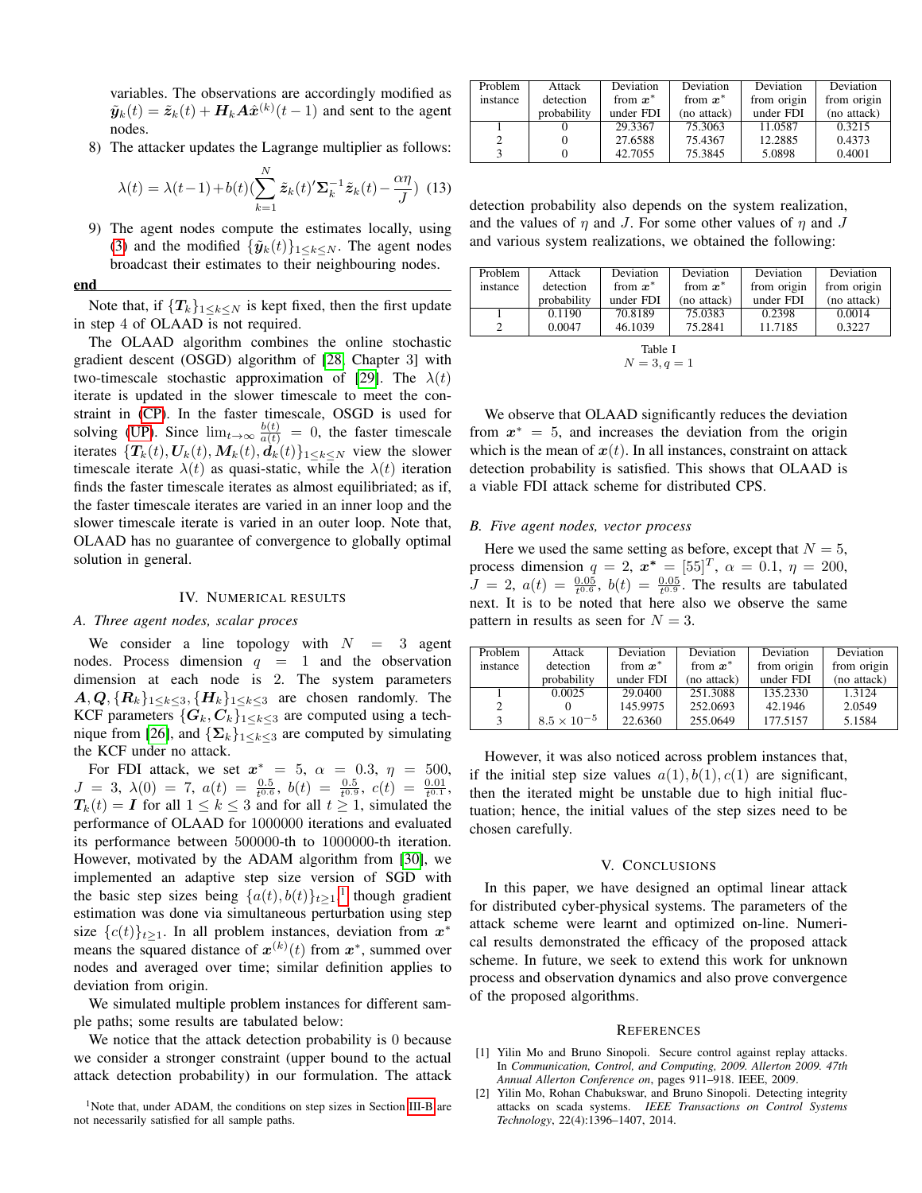variables. The observations are accordingly modified as $\tilde{\boldsymbol{y}}_k(t) = \tilde{\boldsymbol{z}}_k(t) + \boldsymbol{H}_k \boldsymbol{A} \hat{\boldsymbol{x}}^{(k)}(t-1)$ and sent to the agent nodes.

8) The attacker updates the Lagrange multiplier as follows:

$$\lambda(t) = \lambda(t-1) + b(t)\left(\sum_{k=1}^{N} \tilde{\boldsymbol{z}}_k(t)' \boldsymbol{\Sigma}_k^{-1} \tilde{\boldsymbol{z}}_k(t) - \frac{\alpha \eta}{J}\right) \quad (13)$$

9) The agent nodes compute the estimates locally, using (3) and the modified $\{\tilde{\boldsymbol{y}}_k(t)\}_{1 \leq k \leq N}$. The agent nodes broadcast their estimates to their neighbouring nodes.

**end**

Note that, if $\{\boldsymbol{T}_k\}_{1 \leq k \leq N}$ is kept fixed, then the first update in step 4 of OLAAD is not required.

The OLAAD algorithm combines the online stochastic gradient descent (OSGD) algorithm of [28, Chapter 3] with two-timescale stochastic approximation of [29]. The $\lambda(t)$ iterate is updated in the slower timescale to meet the constraint in (CP). In the faster timescale, OSGD is used for solving (UP). Since $\lim_{t \to \infty} \frac{b(t)}{a(t)} = 0$, the faster timescale iterates $\{\boldsymbol{T}_k(t), \boldsymbol{U}_k(t), \boldsymbol{M}_k(t), \boldsymbol{d}_k(t)\}_{1 \leq k \leq N}$ view the slower timescale iterate $\lambda(t)$ as quasi-static, while the $\lambda(t)$ iteration finds the faster timescale iterates as almost equilibriated; as if, the faster timescale iterates are varied in an inner loop and the slower timescale iterate is varied in an outer loop. Note that, OLAAD has no guarantee of convergence to globally optimal solution in general.

## IV. Numerical results

### A. Three agent nodes, scalar proces

We consider a line topology with $N = 3$ agent nodes. Process dimension $q = 1$ and the observation dimension at each node is 2. The system parameters $\boldsymbol{A}, \boldsymbol{Q}, \{\boldsymbol{R}_k\}_{1 \leq k \leq 3}, \{\boldsymbol{H}_k\}_{1 \leq k \leq 3}$ are chosen randomly. The KCF parameters $\{\boldsymbol{G}_k, \boldsymbol{C}_k\}_{1 \leq k \leq 3}$ are computed using a technique from [26], and $\{\boldsymbol{\Sigma}_k\}_{1 \leq k \leq 3}$ are computed by simulating the KCF under no attack.

For FDI attack, we set $\boldsymbol{x}^* = 5$, $\alpha = 0.3$, $\eta = 500$, $J = 3$, $\lambda(0) = 7$, $a(t) = \frac{0.5}{t^{0.6}}$, $b(t) = \frac{0.5}{t^{0.9}}$, $c(t) = \frac{0.01}{t^{0.1}}$, $\boldsymbol{T}_k(t) = \boldsymbol{I}$ for all $1 \leq k \leq 3$ and for all $t \geq 1$, simulated the performance of OLAAD for 1000000 iterations and evaluated its performance between 500000-th to 1000000-th iteration. However, motivated by the ADAM algorithm from [30], we implemented an adaptive step size version of SGD with the basic step sizes being $\{a(t), b(t)\}_{t \geq 1}$,[1] though gradient estimation was done via simultaneous perturbation using step size $\{c(t)\}_{t \geq 1}$. In all problem instances, deviation from $\boldsymbol{x}^*$ means the squared distance of $\boldsymbol{x}^{(k)}(t)$ from $\boldsymbol{x}^*$, summed over nodes and averaged over time; similar definition applies to deviation from origin.

We simulated multiple problem instances for different sample paths; some results are tabulated below:

| Problem instance | Attack detection probability | Deviation from $\boldsymbol{x}^*$ under FDI | Deviation from $\boldsymbol{x}^*$ (no attack) | Deviation from origin under FDI | Deviation from origin (no attack) |
|---|---|---|---|---|---|
| 1 | 0 | 29.3367 | 75.3063 | 11.0587 | 0.3215 |
| 2 | 0 | 27.6588 | 75.4367 | 12.2885 | 0.4373 |
| 3 | 0 | 42.7055 | 75.3845 | 5.0898 | 0.4001 |

We notice that the attack detection probability is 0 because we consider a stronger constraint (upper bound to the actual attack detection probability) in our formulation. The attack detection probability also depends on the system realization, and the values of $\eta$ and $J$. For some other values of $\eta$ and $J$ and various system realizations, we obtained the following:

| Problem instance | Attack detection probability | Deviation from $\boldsymbol{x}^*$ under FDI | Deviation from $\boldsymbol{x}^*$ (no attack) | Deviation from origin under FDI | Deviation from origin (no attack) |
|---|---|---|---|---|---|
| 1 | 0.1190 | 70.8189 | 75.0383 | 0.2398 | 0.0014 |
| 2 | 0.0047 | 46.1039 | 75.2841 | 11.7185 | 0.3227 |

Table I
$N = 3, q = 1$

We observe that OLAAD significantly reduces the deviation from $\boldsymbol{x}^* = 5$, and increases the deviation from the origin which is the mean of $\boldsymbol{x}(t)$. In all instances, constraint on attack detection probability is satisfied. This shows that OLAAD is a viable FDI attack scheme for distributed CPS.

### B. Five agent nodes, vector process

Here we used the same setting as before, except that $N = 5$, process dimension $q = 2$, $\boldsymbol{x}^* = [55]^T$, $\alpha = 0.1$, $\eta = 200$, $J = 2$, $a(t) = \frac{0.05}{t^{0.6}}$, $b(t) = \frac{0.05}{t^{0.9}}$. The results are tabulated next. It is to be noted that here also we observe the same pattern in results as seen for $N = 3$.

| Problem instance | Attack detection probability | Deviation from $\boldsymbol{x}^*$ under FDI | Deviation from $\boldsymbol{x}^*$ (no attack) | Deviation from origin under FDI | Deviation from origin (no attack) |
|---|---|---|---|---|---|
| 1 | 0.0025 | 29.0400 | 251.3088 | 135.2330 | 1.3124 |
| 2 | 0 | 145.9975 | 252.0693 | 42.1946 | 2.0549 |
| 3 | $8.5 \times 10^{-5}$ | 22.6360 | 255.0649 | 177.5157 | 5.1584 |

However, it was also noticed across problem instances that, if the initial step size values $a(1), b(1), c(1)$ are significant, then the iterated might be unstable due to high initial fluctuation; hence, the initial values of the step sizes need to be chosen carefully.

## V. Conclusions

In this paper, we have designed an optimal linear attack for distributed cyber-physical systems. The parameters of the attack scheme were learnt and optimized on-line. Numerical results demonstrated the efficacy of the proposed attack scheme. In future, we seek to extend this work for unknown process and observation dynamics and also prove convergence of the proposed algorithms.

## References

[1] Yilin Mo and Bruno Sinopoli. Secure control against replay attacks. In *Communication, Control, and Computing, 2009. Allerton 2009. 47th Annual Allerton Conference on*, pages 911–918. IEEE, 2009.

[2] Yilin Mo, Rohan Chabukswar, and Bruno Sinopoli. Detecting integrity attacks on scada systems. *IEEE Transactions on Control Systems Technology*, 22(4):1396–1407, 2014.

[1] Note that, under ADAM, the conditions on step sizes in Section III-B are not necessarily satisfied for all sample paths.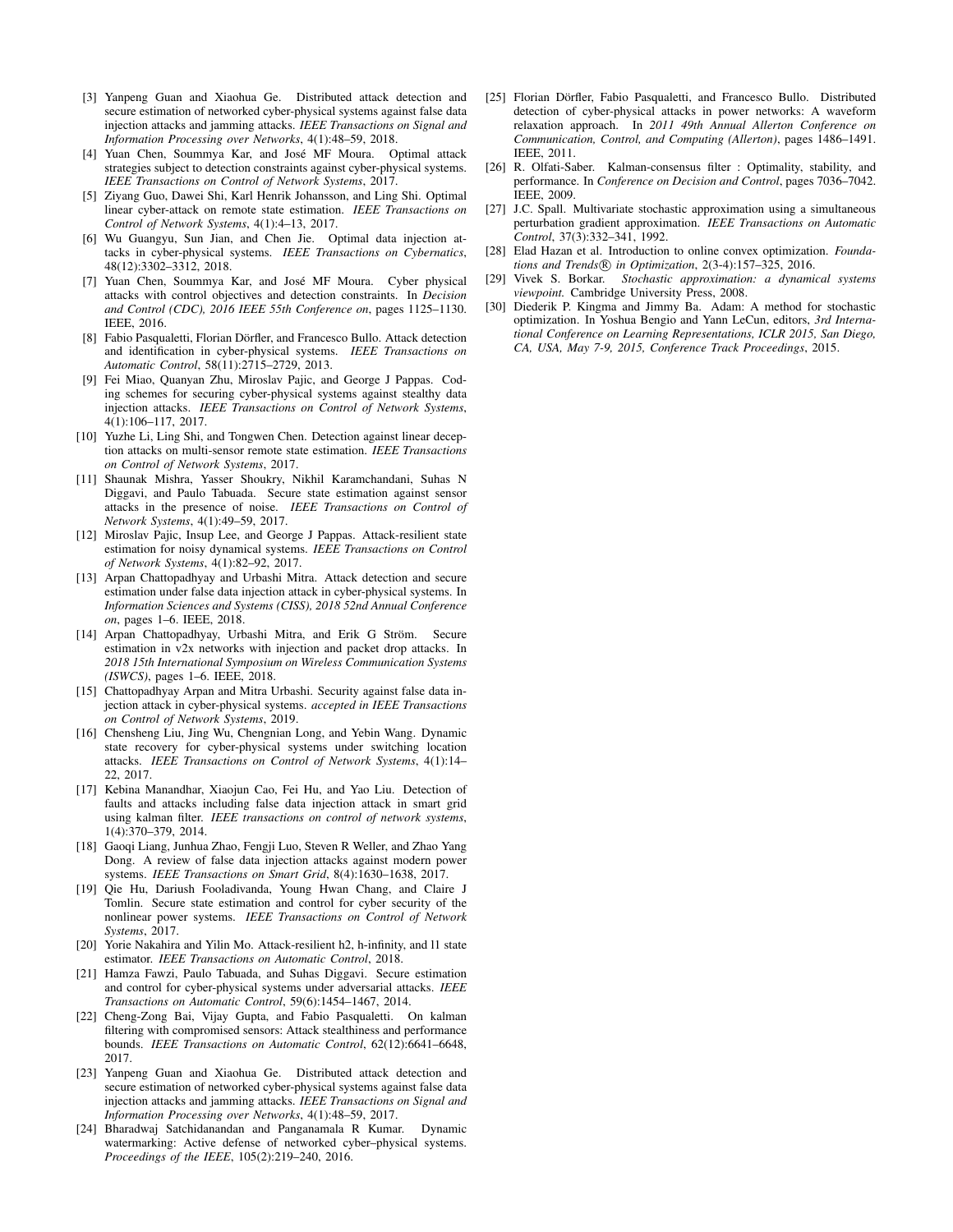[3] Yanpeng Guan and Xiaohua Ge. Distributed attack detection and secure estimation of networked cyber-physical systems against false data injection attacks and jamming attacks. *IEEE Transactions on Signal and Information Processing over Networks*, 4(1):48–59, 2018.

[4] Yuan Chen, Soummya Kar, and José MF Moura. Optimal attack strategies subject to detection constraints against cyber-physical systems. *IEEE Transactions on Control of Network Systems*, 2017.

[5] Ziyang Guo, Dawei Shi, Karl Henrik Johansson, and Ling Shi. Optimal linear cyber-attack on remote state estimation. *IEEE Transactions on Control of Network Systems*, 4(1):4–13, 2017.

[6] Wu Guangyu, Sun Jian, and Chen Jie. Optimal data injection attacks in cyber-physical systems. *IEEE Transactions on Cybernatics*, 48(12):3302–3312, 2018.

[7] Yuan Chen, Soummya Kar, and José MF Moura. Cyber physical attacks with control objectives and detection constraints. In *Decision and Control (CDC), 2016 IEEE 55th Conference on*, pages 1125–1130. IEEE, 2016.

[8] Fabio Pasqualetti, Florian Dörfler, and Francesco Bullo. Attack detection and identification in cyber-physical systems. *IEEE Transactions on Automatic Control*, 58(11):2715–2729, 2013.

[9] Fei Miao, Quanyan Zhu, Miroslav Pajic, and George J Pappas. Coding schemes for securing cyber-physical systems against stealthy data injection attacks. *IEEE Transactions on Control of Network Systems*, 4(1):106–117, 2017.

[10] Yuzhe Li, Ling Shi, and Tongwen Chen. Detection against linear deception attacks on multi-sensor remote state estimation. *IEEE Transactions on Control of Network Systems*, 2017.

[11] Shaunak Mishra, Yasser Shoukry, Nikhil Karamchandani, Suhas N Diggavi, and Paulo Tabuada. Secure state estimation against sensor attacks in the presence of noise. *IEEE Transactions on Control of Network Systems*, 4(1):49–59, 2017.

[12] Miroslav Pajic, Insup Lee, and George J Pappas. Attack-resilient state estimation for noisy dynamical systems. *IEEE Transactions on Control of Network Systems*, 4(1):82–92, 2017.

[13] Arpan Chattopadhyay and Urbashi Mitra. Attack detection and secure estimation under false data injection attack in cyber-physical systems. In *Information Sciences and Systems (CISS), 2018 52nd Annual Conference on*, pages 1–6. IEEE, 2018.

[14] Arpan Chattopadhyay, Urbashi Mitra, and Erik G Ström. Secure estimation in v2x networks with injection and packet drop attacks. In *2018 15th International Symposium on Wireless Communication Systems (ISWCS)*, pages 1–6. IEEE, 2018.

[15] Chattopadhyay Arpan and Mitra Urbashi. Security against false data injection attack in cyber-physical systems. *accepted in IEEE Transactions on Control of Network Systems*, 2019.

[16] Chensheng Liu, Jing Wu, Chengnian Long, and Yebin Wang. Dynamic state recovery for cyber-physical systems under switching location attacks. *IEEE Transactions on Control of Network Systems*, 4(1):14–22, 2017.

[17] Kebina Manandhar, Xiaojun Cao, Fei Hu, and Yao Liu. Detection of faults and attacks including false data injection attack in smart grid using kalman filter. *IEEE transactions on control of network systems*, 1(4):370–379, 2014.

[18] Gaoqi Liang, Junhua Zhao, Fengji Luo, Steven R Weller, and Zhao Yang Dong. A review of false data injection attacks against modern power systems. *IEEE Transactions on Smart Grid*, 8(4):1630–1638, 2017.

[19] Qie Hu, Dariush Fooladivanda, Young Hwan Chang, and Claire J Tomlin. Secure state estimation and control for cyber security of the nonlinear power systems. *IEEE Transactions on Control of Network Systems*, 2017.

[20] Yorie Nakahira and Yilin Mo. Attack-resilient h2, h-infinity, and l1 state estimator. *IEEE Transactions on Automatic Control*, 2018.

[21] Hamza Fawzi, Paulo Tabuada, and Suhas Diggavi. Secure estimation and control for cyber-physical systems under adversarial attacks. *IEEE Transactions on Automatic Control*, 59(6):1454–1467, 2014.

[22] Cheng-Zong Bai, Vijay Gupta, and Fabio Pasqualetti. On kalman filtering with compromised sensors: Attack stealthiness and performance bounds. *IEEE Transactions on Automatic Control*, 62(12):6641–6648, 2017.

[23] Yanpeng Guan and Xiaohua Ge. Distributed attack detection and secure estimation of networked cyber-physical systems against false data injection attacks and jamming attacks. *IEEE Transactions on Signal and Information Processing over Networks*, 4(1):48–59, 2017.

[24] Bharadwaj Satchidanandan and Panganamala R Kumar. Dynamic watermarking: Active defense of networked cyber–physical systems. *Proceedings of the IEEE*, 105(2):219–240, 2016.

[25] Florian Dörfler, Fabio Pasqualetti, and Francesco Bullo. Distributed detection of cyber-physical attacks in power networks: A waveform relaxation approach. In *2011 49th Annual Allerton Conference on Communication, Control, and Computing (Allerton)*, pages 1486–1491. IEEE, 2011.

[26] R. Olfati-Saber. Kalman-consensus filter : Optimality, stability, and performance. In *Conference on Decision and Control*, pages 7036–7042. IEEE, 2009.

[27] J.C. Spall. Multivariate stochastic approximation using a simultaneous perturbation gradient approximation. *IEEE Transactions on Automatic Control*, 37(3):332–341, 1992.

[28] Elad Hazan et al. Introduction to online convex optimization. *Foundations and Trends® in Optimization*, 2(3-4):157–325, 2016.

[29] Vivek S. Borkar. *Stochastic approximation: a dynamical systems viewpoint.* Cambridge University Press, 2008.

[30] Diederik P. Kingma and Jimmy Ba. Adam: A method for stochastic optimization. In Yoshua Bengio and Yann LeCun, editors, *3rd International Conference on Learning Representations, ICLR 2015, San Diego, CA, USA, May 7-9, 2015, Conference Track Proceedings*, 2015.